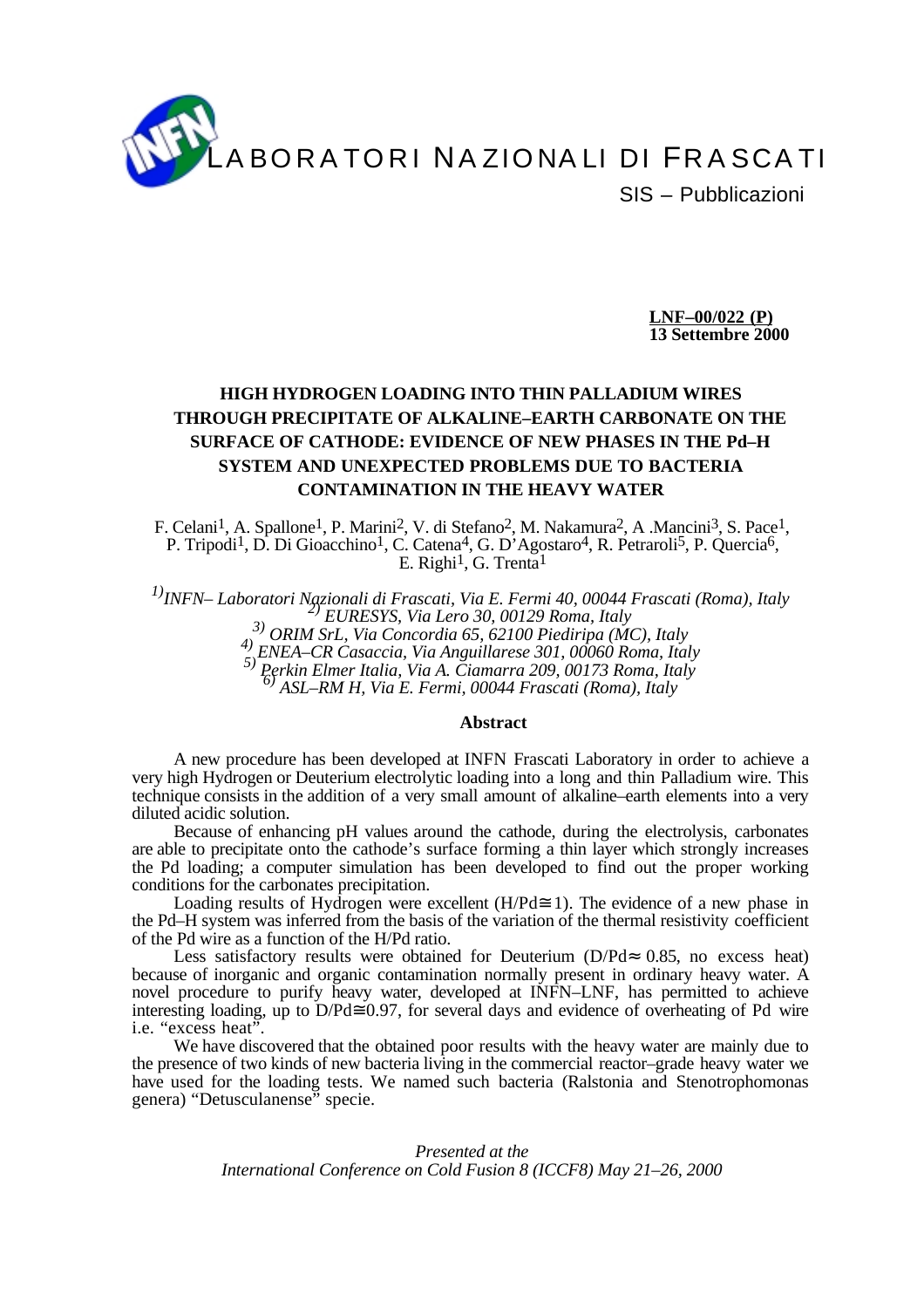LABORATORI NAZIONALI DI FRASCATI

SIS – Pubblicazioni

**LNF–00/022 (P)**
**13 Settembre 2000**

# HIGH HYDROGEN LOADING INTO THIN PALLADIUM WIRES THROUGH PRECIPITATE OF ALKALINE–EARTH CARBONATE ON THE SURFACE OF CATHODE: EVIDENCE OF NEW PHASES IN THE Pd–H SYSTEM AND UNEXPECTED PROBLEMS DUE TO BACTERIA CONTAMINATION IN THE HEAVY WATER

F. Celani[1], A. Spallone[1], P. Marini[2], V. di Stefano[2], M. Nakamura[2], A .Mancini[3], S. Pace[1], P. Tripodi[1], D. Di Gioacchino[1], C. Catena[4], G. D'Agostaro[4], R. Petraroli[5], P. Quercia[6], E. Righi[1], G. Trenta[1]

*[1] INFN– Laboratori Nazionali di Frascati, Via E. Fermi 40, 00044 Frascati (Roma), Italy*
*[2] EURESYS, Via Lero 30, 00129 Roma, Italy*
*[3] ORIM SrL, Via Concordia 65, 62100 Piediripa (MC), Italy*
*[4] ENEA–CR Casaccia, Via Anguillarese 301, 00060 Roma, Italy*
*[5] Perkin Elmer Italia, Via A. Ciamarra 209, 00173 Roma, Italy*
*[6] ASL–RM H, Via E. Fermi, 00044 Frascati (Roma), Italy*

## Abstract

A new procedure has been developed at INFN Frascati Laboratory in order to achieve a very high Hydrogen or Deuterium electrolytic loading into a long and thin Palladium wire. This technique consists in the addition of a very small amount of alkaline–earth elements into a very diluted acidic solution.

Because of enhancing pH values around the cathode, during the electrolysis, carbonates are able to precipitate onto the cathode's surface forming a thin layer which strongly increases the Pd loading; a computer simulation has been developed to find out the proper working conditions for the carbonates precipitation.

Loading results of Hydrogen were excellent ($H/Pd \cong 1$). The evidence of a new phase in the Pd–H system was inferred from the basis of the variation of the thermal resistivity coefficient of the Pd wire as a function of the H/Pd ratio.

Less satisfactory results were obtained for Deuterium ($D/Pd \approx 0.85$, no excess heat) because of inorganic and organic contamination normally present in ordinary heavy water. A novel procedure to purify heavy water, developed at INFN–LNF, has permitted to achieve interesting loading, up to $D/Pd \cong 0.97$, for several days and evidence of overheating of Pd wire i.e. "excess heat".

We have discovered that the obtained poor results with the heavy water are mainly due to the presence of two kinds of new bacteria living in the commercial reactor–grade heavy water we have used for the loading tests. We named such bacteria (Ralstonia and Stenotrophomonas genera) "Detusculanense" specie.

*Presented at the*
*International Conference on Cold Fusion 8 (ICCF8) May 21–26, 2000*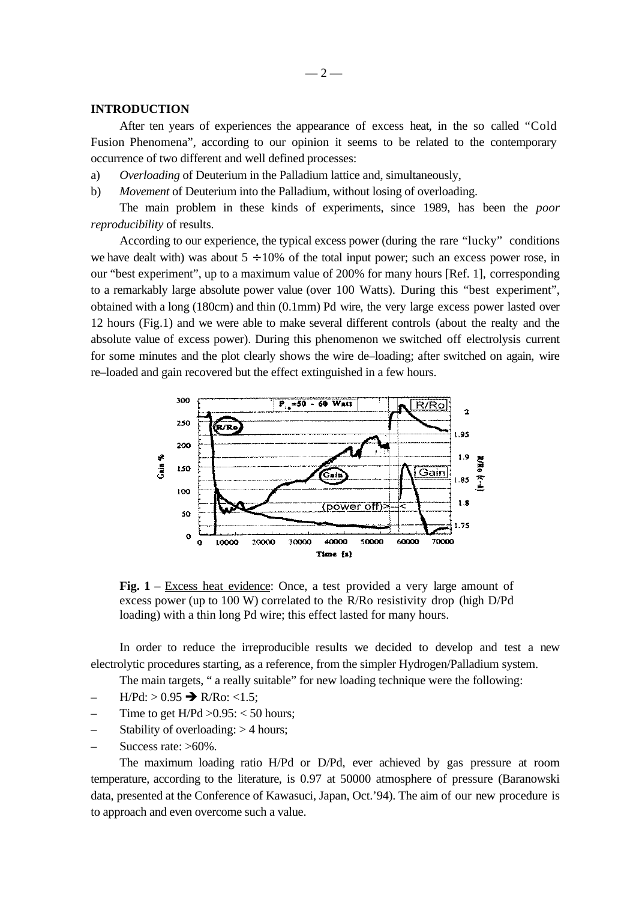## INTRODUCTION

After ten years of experiences the appearance of excess heat, in the so called "Cold Fusion Phenomena", according to our opinion it seems to be related to the contemporary occurrence of two different and well defined processes:

a) *Overloading* of Deuterium in the Palladium lattice and, simultaneously,

b) *Movement* of Deuterium into the Palladium, without losing of overloading.

The main problem in these kinds of experiments, since 1989, has been the *poor reproducibility* of results.

According to our experience, the typical excess power (during the rare "lucky" conditions we have dealt with) was about 5 ÷10% of the total input power; such an excess power rose, in our "best experiment", up to a maximum value of 200% for many hours [Ref. 1], corresponding to a remarkably large absolute power value (over 100 Watts). During this "best experiment", obtained with a long (180cm) and thin (0.1mm) Pd wire, the very large excess power lasted over 12 hours (Fig.1) and we were able to make several different controls (about the realty and the absolute value of excess power). During this phenomenon we switched off electrolysis current for some minutes and the plot clearly shows the wire de–loading; after switched on again, wire re–loaded and gain recovered but the effect extinguished in a few hours.

**Fig. 1** – Excess heat evidence: Once, a test provided a very large amount of excess power (up to 100 W) correlated to the R/Ro resistivity drop (high D/Pd loading) with a thin long Pd wire; this effect lasted for many hours.

In order to reduce the irreproducible results we decided to develop and test a new electrolytic procedures starting, as a reference, from the simpler Hydrogen/Palladium system.

The main targets, " a really suitable" for new loading technique were the following:

- H/Pd: > 0.95 ➔ R/Ro: <1.5;
- Time to get H/Pd >0.95: < 50 hours;
- Stability of overloading: > 4 hours;
- Success rate: >60%.

The maximum loading ratio H/Pd or D/Pd, ever achieved by gas pressure at room temperature, according to the literature, is 0.97 at 50000 atmosphere of pressure (Baranowski data, presented at the Conference of Kawasuci, Japan, Oct.'94). The aim of our new procedure is to approach and even overcome such a value.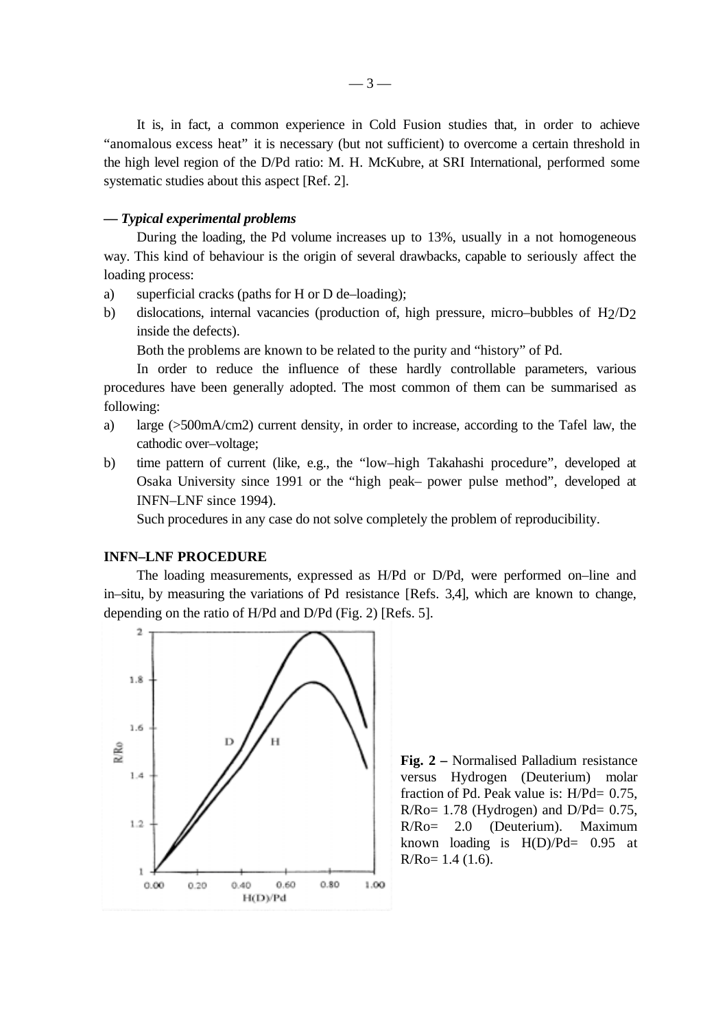It is, in fact, a common experience in Cold Fusion studies that, in order to achieve "anomalous excess heat" it is necessary (but not sufficient) to overcome a certain threshold in the high level region of the D/Pd ratio: M. H. McKubre, at SRI International, performed some systematic studies about this aspect [Ref. 2].

**— *Typical experimental problems***

During the loading, the Pd volume increases up to 13%, usually in a not homogeneous way. This kind of behaviour is the origin of several drawbacks, capable to seriously affect the loading process:

a) superficial cracks (paths for H or D de–loading);
b) dislocations, internal vacancies (production of, high pressure, micro–bubbles of $H_2/D_2$ inside the defects).

Both the problems are known to be related to the purity and "history" of Pd.

In order to reduce the influence of these hardly controllable parameters, various procedures have been generally adopted. The most common of them can be summarised as following:

a) large (>500mA/cm2) current density, in order to increase, according to the Tafel law, the cathodic over–voltage;
b) time pattern of current (like, e.g., the "low–high Takahashi procedure", developed at Osaka University since 1991 or the "high peak– power pulse method", developed at INFN–LNF since 1994).

Such procedures in any case do not solve completely the problem of reproducibility.

## INFN–LNF PROCEDURE

The loading measurements, expressed as H/Pd or D/Pd, were performed on–line and in–situ, by measuring the variations of Pd resistance [Refs. 3,4], which are known to change, depending on the ratio of H/Pd and D/Pd (Fig. 2) [Refs. 5].

**Fig. 2 –** Normalised Palladium resistance versus Hydrogen (Deuterium) molar fraction of Pd. Peak value is: H/Pd= 0.75, R/Ro= 1.78 (Hydrogen) and D/Pd= 0.75, R/Ro= 2.0 (Deuterium). Maximum known loading is H(D)/Pd= 0.95 at R/Ro= 1.4 (1.6).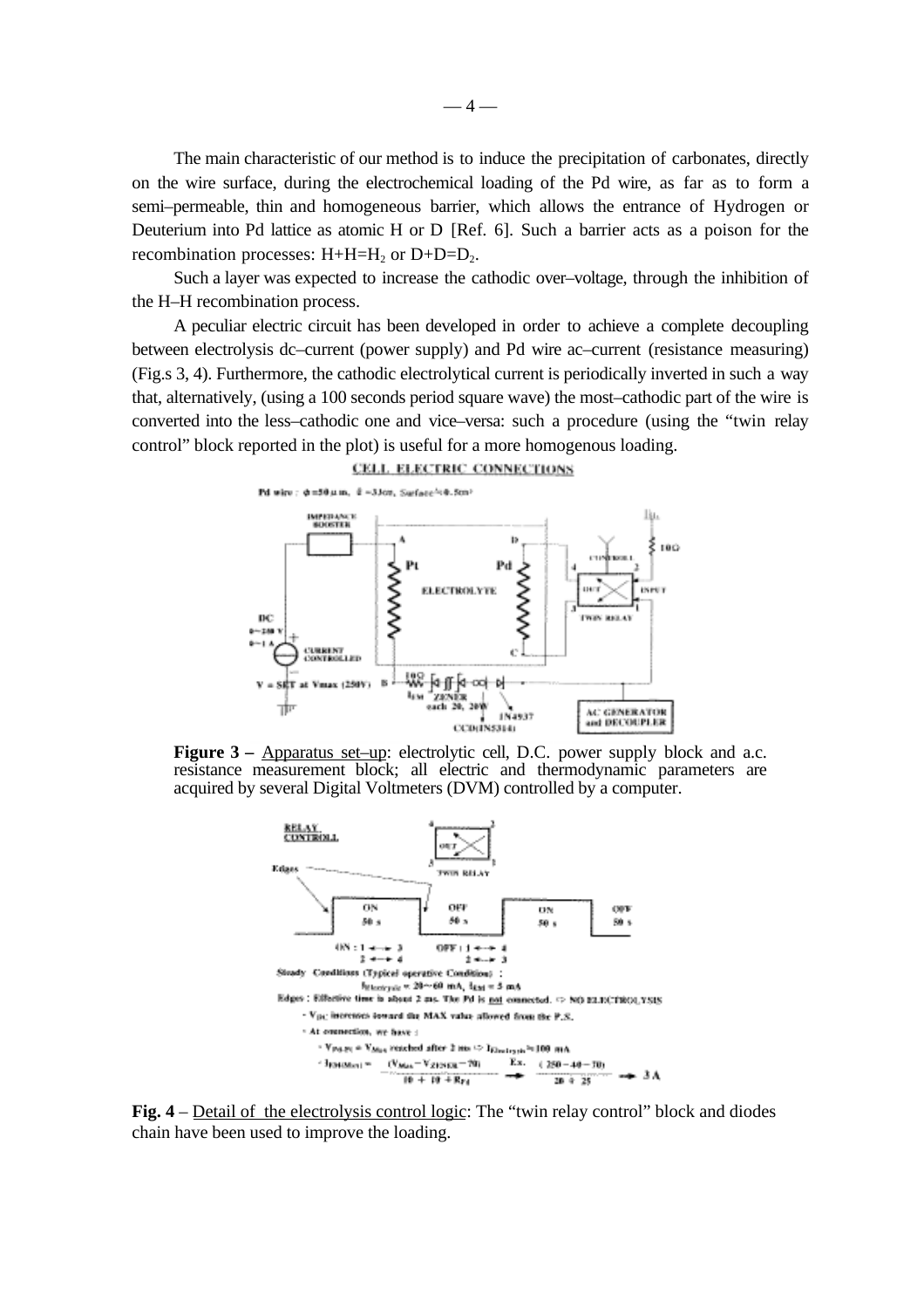The main characteristic of our method is to induce the precipitation of carbonates, directly on the wire surface, during the electrochemical loading of the Pd wire, as far as to form a semi–permeable, thin and homogeneous barrier, which allows the entrance of Hydrogen or Deuterium into Pd lattice as atomic H or D [Ref. 6]. Such a barrier acts as a poison for the recombination processes: $H+H=H_2$ or $D+D=D_2$.

Such a layer was expected to increase the cathodic over–voltage, through the inhibition of the H–H recombination process.

A peculiar electric circuit has been developed in order to achieve a complete decoupling between electrolysis dc–current (power supply) and Pd wire ac–current (resistance measuring) (Fig.s 3, 4). Furthermore, the cathodic electrolytical current is periodically inverted in such a way that, alternatively, (using a 100 seconds period square wave) the most–cathodic part of the wire is converted into the less–cathodic one and vice–versa: such a procedure (using the "twin relay control" block reported in the plot) is useful for a more homogenous loading.

**Figure 3 –** Apparatus set–up: electrolytic cell, D.C. power supply block and a.c. resistance measurement block; all electric and thermodynamic parameters are acquired by several Digital Voltmeters (DVM) controlled by a computer.

**Fig. 4** – Detail of the electrolysis control logic: The "twin relay control" block and diodes chain have been used to improve the loading.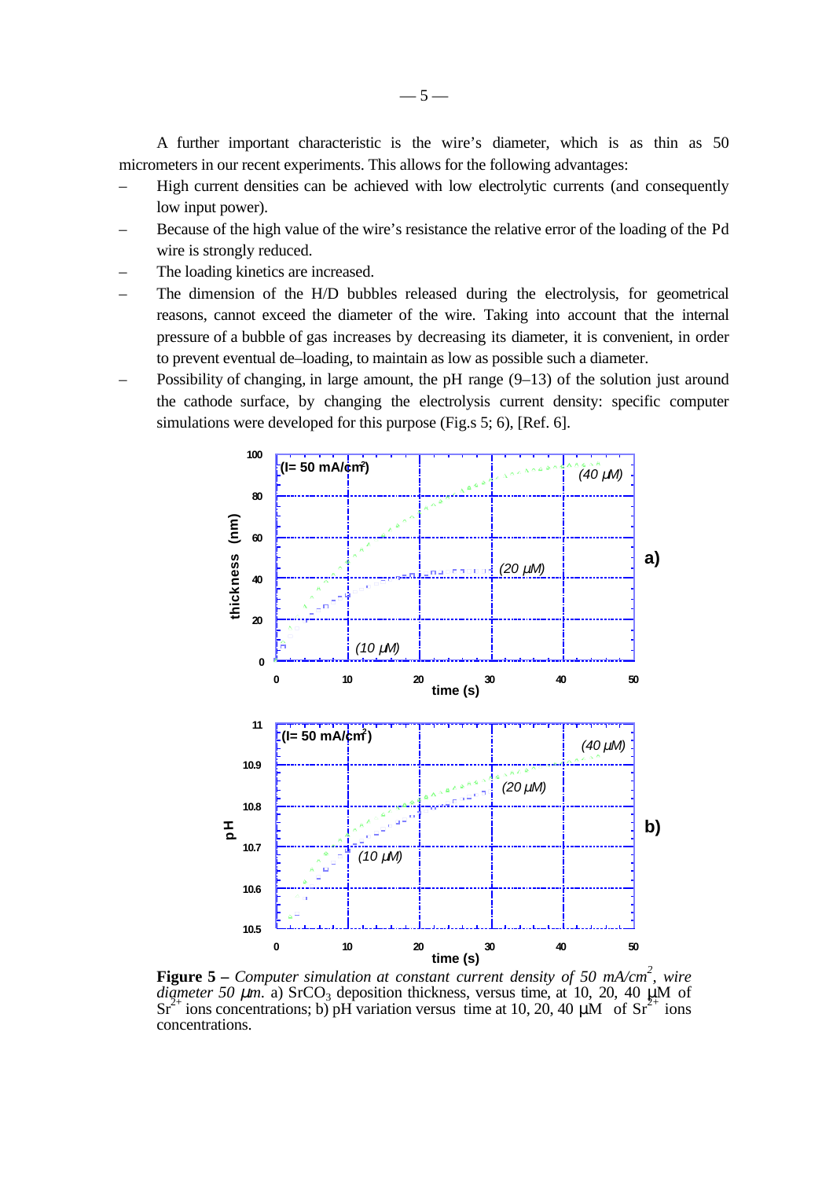A further important characteristic is the wire's diameter, which is as thin as 50 micrometers in our recent experiments. This allows for the following advantages:

- High current densities can be achieved with low electrolytic currents (and consequently low input power).
- Because of the high value of the wire's resistance the relative error of the loading of the Pd wire is strongly reduced.
- The loading kinetics are increased.
- The dimension of the H/D bubbles released during the electrolysis, for geometrical reasons, cannot exceed the diameter of the wire. Taking into account that the internal pressure of a bubble of gas increases by decreasing its diameter, it is convenient, in order to prevent eventual de–loading, to maintain as low as possible such a diameter.
- Possibility of changing, in large amount, the pH range (9–13) of the solution just around the cathode surface, by changing the electrolysis current density: specific computer simulations were developed for this purpose (Fig.s 5; 6), [Ref. 6].

**Figure 5 –** *Computer simulation at constant current density of 50 mA/cm$^2$, wire diameter 50 μm.* a) $SrCO_3$ deposition thickness, versus time, at 10, 20, 40 μM of $Sr^{2+}$ ions concentrations; b) pH variation versus time at 10, 20, 40 μM of $Sr^{2+}$ ions concentrations.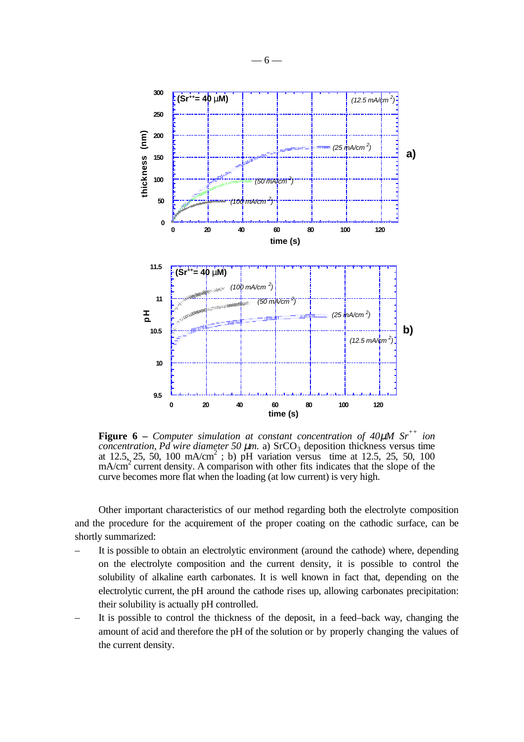**Figure 6** – *Computer simulation at constant concentration of 40μM $Sr^{++}$ ion concentration, Pd wire diameter 50 μm.* a) $SrCO_3$ deposition thickness versus time at 12.5, 25, 50, 100 $mA/cm^2$ ; b) pH variation versus time at 12.5, 25, 50, 100 $mA/cm^2$ current density. A comparison with other fits indicates that the slope of the curve becomes more flat when the loading (at low current) is very high.

Other important characteristics of our method regarding both the electrolyte composition and the procedure for the acquirement of the proper coating on the cathodic surface, can be shortly summarized:

- It is possible to obtain an electrolytic environment (around the cathode) where, depending on the electrolyte composition and the current density, it is possible to control the solubility of alkaline earth carbonates. It is well known in fact that, depending on the electrolytic current, the pH around the cathode rises up, allowing carbonates precipitation: their solubility is actually pH controlled.
- It is possible to control the thickness of the deposit, in a feed–back way, changing the amount of acid and therefore the pH of the solution or by properly changing the values of the current density.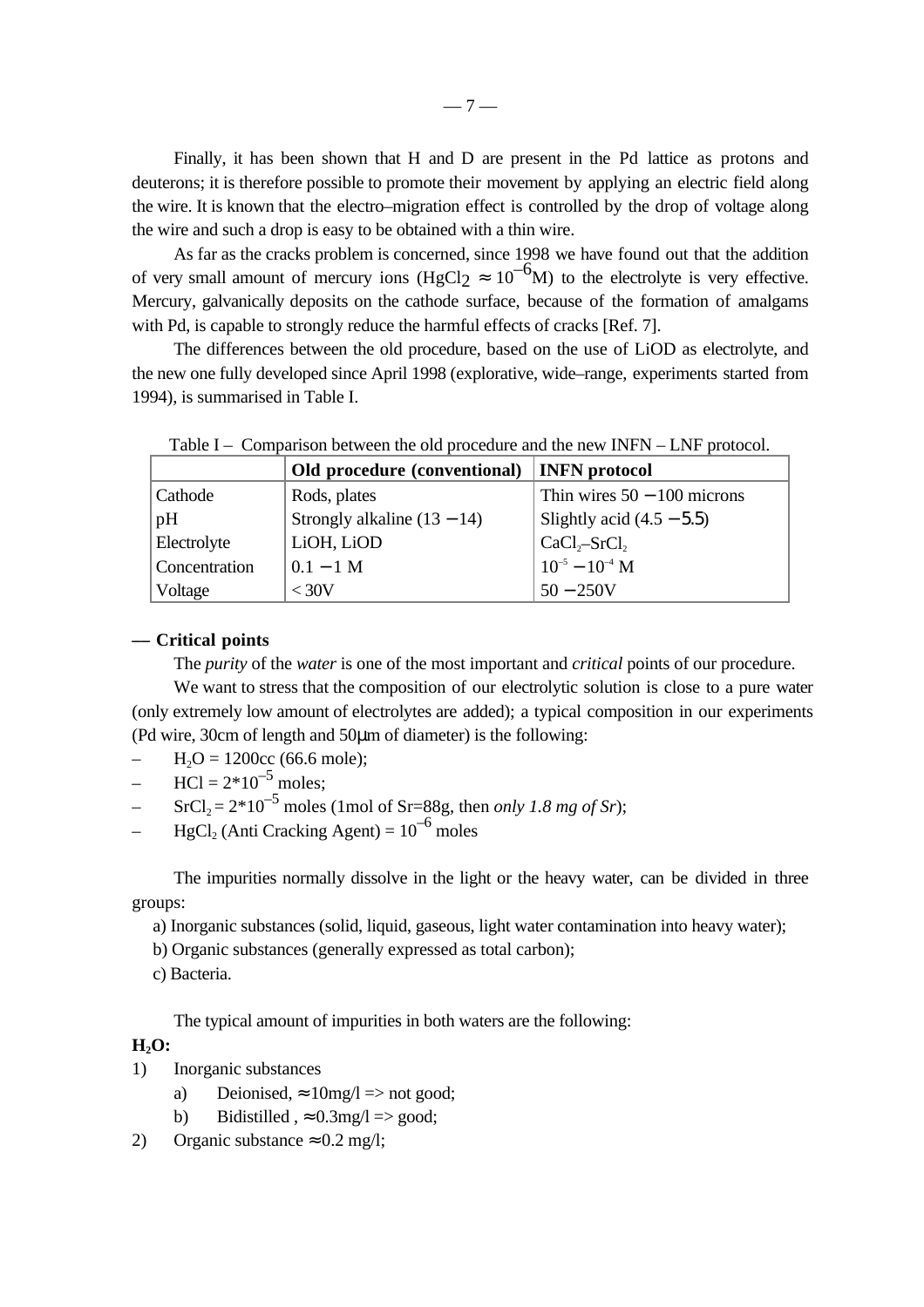Finally, it has been shown that H and D are present in the Pd lattice as protons and deuterons; it is therefore possible to promote their movement by applying an electric field along the wire. It is known that the electro–migration effect is controlled by the drop of voltage along the wire and such a drop is easy to be obtained with a thin wire.

As far as the cracks problem is concerned, since 1998 we have found out that the addition of very small amount of mercury ions ($HgCl_2 \approx 10^{-6}$M) to the electrolyte is very effective. Mercury, galvanically deposits on the cathode surface, because of the formation of amalgams with Pd, is capable to strongly reduce the harmful effects of cracks [Ref. 7].

The differences between the old procedure, based on the use of LiOD as electrolyte, and the new one fully developed since April 1998 (explorative, wide–range, experiments started from 1994), is summarised in Table I.

Table I – Comparison between the old procedure and the new INFN – LNF protocol.

| | **Old procedure (conventional)** | **INFN protocol** |
|---|---|---|
| Cathode | Rods, plates | Thin wires 50 − 100 microns |
| pH | Strongly alkaline (13 − 14) | Slightly acid (4.5 − 5.5) |
| Electrolyte | LiOH, LiOD | $CaCl_2$–$SrCl_2$ |
| Concentration | 0.1 − 1 M | $10^{-5} - 10^{-4}$ M |
| Voltage | < 30V | 50 − 250V |

### — Critical points

The *purity* of the *water* is one of the most important and *critical* points of our procedure.

We want to stress that the composition of our electrolytic solution is close to a pure water (only extremely low amount of electrolytes are added); a typical composition in our experiments (Pd wire, 30cm of length and 50μm of diameter) is the following:

- $H_2O$ = 1200cc (66.6 mole);
- HCl = $2 \cdot 10^{-5}$ moles;
- $SrCl_2$ = $2 \cdot 10^{-5}$ moles (1mol of Sr=88g, then *only 1.8 mg of Sr*);
- $HgCl_2$ (Anti Cracking Agent) = $10^{-6}$ moles

The impurities normally dissolve in the light or the heavy water, can be divided in three groups:

a) Inorganic substances (solid, liquid, gaseous, light water contamination into heavy water);
b) Organic substances (generally expressed as total carbon);
c) Bacteria.

The typical amount of impurities in both waters are the following:

**$H_2O$:**

1) Inorganic substances
   a) Deionised, ≈ 10mg/l => not good;
   b) Bidistilled , ≈ 0.3mg/l => good;
2) Organic substance ≈ 0.2 mg/l;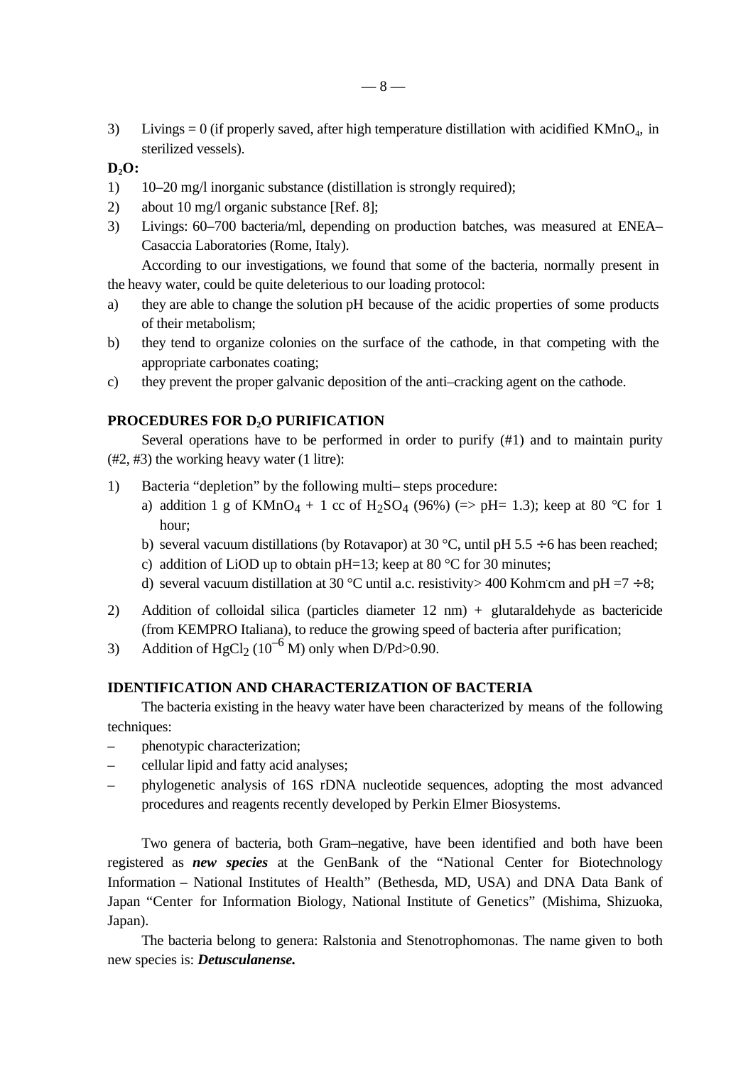3) Livings = 0 (if properly saved, after high temperature distillation with acidified $KMnO_4$, in sterilized vessels).

**$D_2O$:**

1) 10–20 mg/l inorganic substance (distillation is strongly required);
2) about 10 mg/l organic substance [Ref. 8];
3) Livings: 60–700 bacteria/ml, depending on production batches, was measured at ENEA–Casaccia Laboratories (Rome, Italy).

According to our investigations, we found that some of the bacteria, normally present in the heavy water, could be quite deleterious to our loading protocol:

a) they are able to change the solution pH because of the acidic properties of some products of their metabolism;
b) they tend to organize colonies on the surface of the cathode, in that competing with the appropriate carbonates coating;
c) they prevent the proper galvanic deposition of the anti–cracking agent on the cathode.

## PROCEDURES FOR $D_2O$ PURIFICATION

Several operations have to be performed in order to purify (#1) and to maintain purity (#2, #3) the working heavy water (1 litre):

1) Bacteria "depletion" by the following multi– steps procedure:
   a) addition 1 g of $KMnO_4$ + 1 cc of $H_2SO_4$ (96%) (=> pH= 1.3); keep at 80 °C for 1 hour;
   b) several vacuum distillations (by Rotavapor) at 30 °C, until pH 5.5 ÷6 has been reached;
   c) addition of LiOD up to obtain pH=13; keep at 80 °C for 30 minutes;
   d) several vacuum distillation at 30 °C until a.c. resistivity> 400 Kohm·cm and pH =7 ÷8;
2) Addition of colloidal silica (particles diameter 12 nm) + glutaraldehyde as bactericide (from KEMPRO Italiana), to reduce the growing speed of bacteria after purification;
3) Addition of $HgCl_2$ ($10^{-6}$ M) only when D/Pd>0.90.

## IDENTIFICATION AND CHARACTERIZATION OF BACTERIA

The bacteria existing in the heavy water have been characterized by means of the following techniques:

- phenotypic characterization;
- cellular lipid and fatty acid analyses;
- phylogenetic analysis of 16S rDNA nucleotide sequences, adopting the most advanced procedures and reagents recently developed by Perkin Elmer Biosystems.

Two genera of bacteria, both Gram–negative, have been identified and both have been registered as ***new species*** at the GenBank of the "National Center for Biotechnology Information – National Institutes of Health" (Bethesda, MD, USA) and DNA Data Bank of Japan "Center for Information Biology, National Institute of Genetics" (Mishima, Shizuoka, Japan).

The bacteria belong to genera: Ralstonia and Stenotrophomonas. The name given to both new species is: ***Detusculanense.***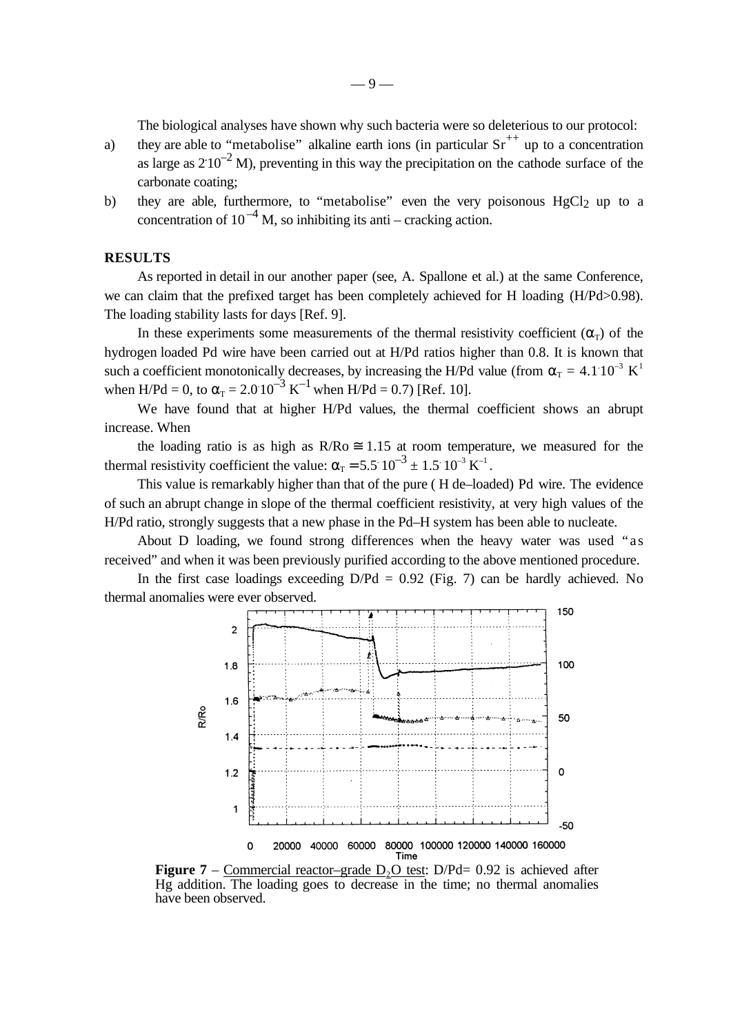The biological analyses have shown why such bacteria were so deleterious to our protocol:

a) they are able to “metabolise” alkaline earth ions (in particular $Sr^{++}$ up to a concentration as large as $2 \cdot 10^{-2}$ M), preventing in this way the precipitation on the cathode surface of the carbonate coating;

b) they are able, furthermore, to “metabolise” even the very poisonous $HgCl_2$ up to a concentration of $10^{-4}$ M, so inhibiting its anti – cracking action.

## RESULTS

As reported in detail in our another paper (see, A. Spallone et al.) at the same Conference, we can claim that the prefixed target has been completely achieved for H loading (H/Pd>0.98). The loading stability lasts for days [Ref. 9].

In these experiments some measurements of the thermal resistivity coefficient ($\alpha_T$) of the hydrogen loaded Pd wire have been carried out at H/Pd ratios higher than 0.8. It is known that such a coefficient monotonically decreases, by increasing the H/Pd value (from $\alpha_T = 4.1 \cdot 10^{-3}$ $K^1$ when H/Pd = 0, to $\alpha_T = 2.0 \cdot 10^{-3}$ $K^{-1}$ when H/Pd = 0.7) [Ref. 10].

We have found that at higher H/Pd values, the thermal coefficient shows an abrupt increase. When

the loading ratio is as high as R/Ro $\cong$ 1.15 at room temperature, we measured for the thermal resistivity coefficient the value: $\alpha_T = 5.5 \cdot 10^{-3} \pm 1.5 \cdot 10^{-3}$ $K^{-1}$.

This value is remarkably higher than that of the pure ( H de–loaded) Pd wire. The evidence of such an abrupt change in slope of the thermal coefficient resistivity, at very high values of the H/Pd ratio, strongly suggests that a new phase in the Pd–H system has been able to nucleate.

About D loading, we found strong differences when the heavy water was used “as received” and when it was been previously purified according to the above mentioned procedure.

In the first case loadings exceeding D/Pd = 0.92 (Fig. 7) can be hardly achieved. No thermal anomalies were ever observed.

**Figure 7** – Commercial reactor–grade $D_2O$ test: D/Pd= 0.92 is achieved after Hg addition. The loading goes to decrease in the time; no thermal anomalies have been observed.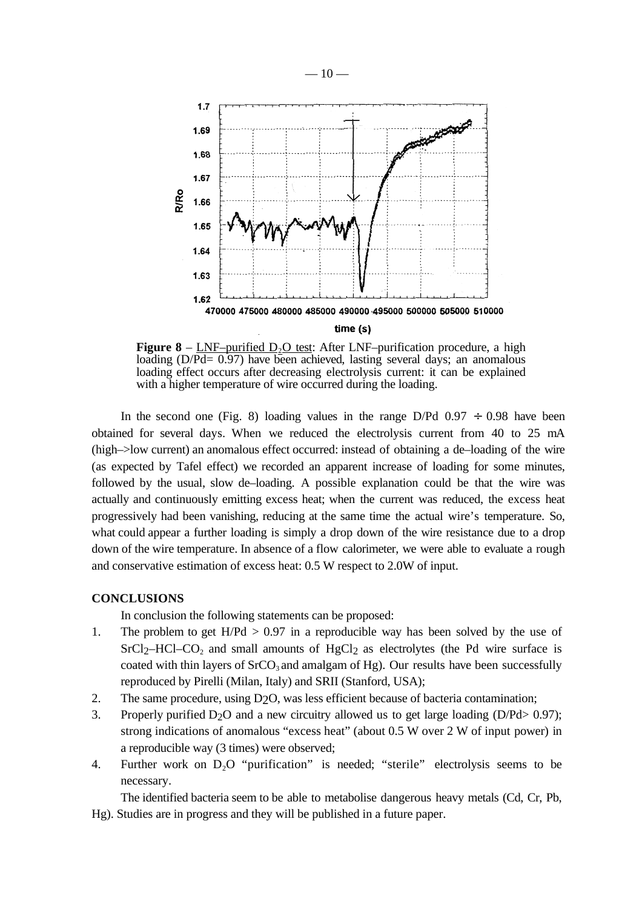**Figure 8** – LNF–purified $D_2O$ test: After LNF–purification procedure, a high loading (D/Pd= 0.97) have been achieved, lasting several days; an anomalous loading effect occurs after decreasing electrolysis current: it can be explained with a higher temperature of wire occurred during the loading.

In the second one (Fig. 8) loading values in the range D/Pd 0.97 ÷ 0.98 have been obtained for several days. When we reduced the electrolysis current from 40 to 25 mA (high–>low current) an anomalous effect occurred: instead of obtaining a de–loading of the wire (as expected by Tafel effect) we recorded an apparent increase of loading for some minutes, followed by the usual, slow de–loading. A possible explanation could be that the wire was actually and continuously emitting excess heat; when the current was reduced, the excess heat progressively had been vanishing, reducing at the same time the actual wire's temperature. So, what could appear a further loading is simply a drop down of the wire resistance due to a drop down of the wire temperature. In absence of a flow calorimeter, we were able to evaluate a rough and conservative estimation of excess heat: 0.5 W respect to 2.0W of input.

**CONCLUSIONS**

In conclusion the following statements can be proposed:

1. The problem to get H/Pd > 0.97 in a reproducible way has been solved by the use of $SrCl_2$–HCl–$CO_2$ and small amounts of $HgCl_2$ as electrolytes (the Pd wire surface is coated with thin layers of $SrCO_3$ and amalgam of Hg). Our results have been successfully reproduced by Pirelli (Milan, Italy) and SRII (Stanford, USA);
2. The same procedure, using $D_2O$, was less efficient because of bacteria contamination;
3. Properly purified $D_2O$ and a new circuitry allowed us to get large loading (D/Pd> 0.97); strong indications of anomalous "excess heat" (about 0.5 W over 2 W of input power) in a reproducible way (3 times) were observed;
4. Further work on $D_2O$ "purification" is needed; "sterile" electrolysis seems to be necessary.

The identified bacteria seem to be able to metabolise dangerous heavy metals (Cd, Cr, Pb, Hg). Studies are in progress and they will be published in a future paper.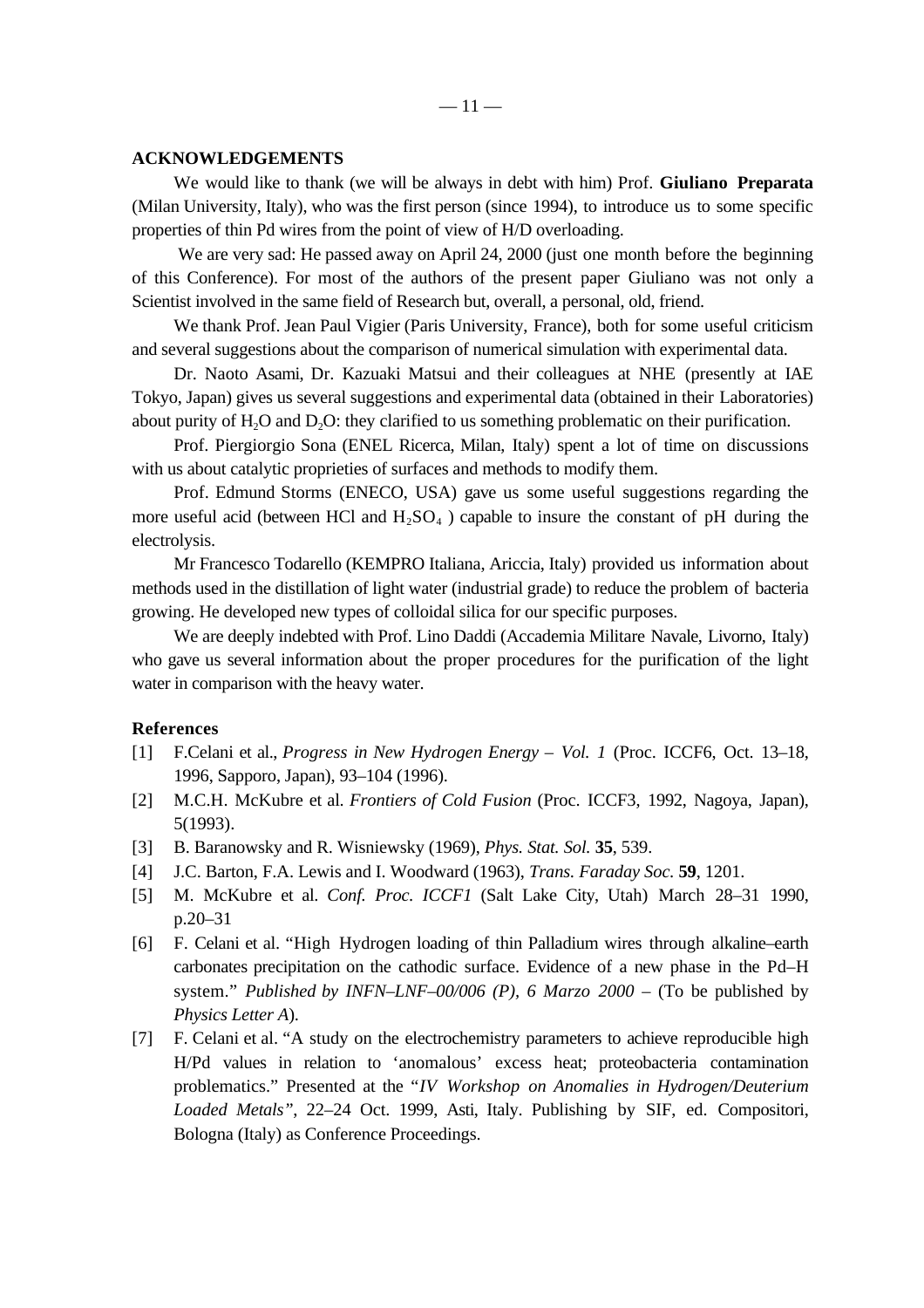## ACKNOWLEDGEMENTS

We would like to thank (we will be always in debt with him) Prof. **Giuliano Preparata** (Milan University, Italy), who was the first person (since 1994), to introduce us to some specific properties of thin Pd wires from the point of view of H/D overloading.

We are very sad: He passed away on April 24, 2000 (just one month before the beginning of this Conference). For most of the authors of the present paper Giuliano was not only a Scientist involved in the same field of Research but, overall, a personal, old, friend.

We thank Prof. Jean Paul Vigier (Paris University, France), both for some useful criticism and several suggestions about the comparison of numerical simulation with experimental data.

Dr. Naoto Asami, Dr. Kazuaki Matsui and their colleagues at NHE (presently at IAE Tokyo, Japan) gives us several suggestions and experimental data (obtained in their Laboratories) about purity of $H_2O$ and $D_2O$: they clarified to us something problematic on their purification.

Prof. Piergiorgio Sona (ENEL Ricerca, Milan, Italy) spent a lot of time on discussions with us about catalytic proprieties of surfaces and methods to modify them.

Prof. Edmund Storms (ENECO, USA) gave us some useful suggestions regarding the more useful acid (between HCl and $H_2SO_4$ ) capable to insure the constant of pH during the electrolysis.

Mr Francesco Todarello (KEMPRO Italiana, Ariccia, Italy) provided us information about methods used in the distillation of light water (industrial grade) to reduce the problem of bacteria growing. He developed new types of colloidal silica for our specific purposes.

We are deeply indebted with Prof. Lino Daddi (Accademia Militare Navale, Livorno, Italy) who gave us several information about the proper procedures for the purification of the light water in comparison with the heavy water.

## References

[1] F.Celani et al., *Progress in New Hydrogen Energy – Vol. 1* (Proc. ICCF6, Oct. 13–18, 1996, Sapporo, Japan), 93–104 (1996).

[2] M.C.H. McKubre et al. *Frontiers of Cold Fusion* (Proc. ICCF3, 1992, Nagoya, Japan), 5(1993).

[3] B. Baranowsky and R. Wisniewsky (1969), *Phys. Stat. Sol.* **35**, 539.

[4] J.C. Barton, F.A. Lewis and I. Woodward (1963), *Trans. Faraday Soc.* **59**, 1201.

[5] M. McKubre et al. *Conf. Proc. ICCF1* (Salt Lake City, Utah) March 28–31 1990, p.20–31

[6] F. Celani et al. "High Hydrogen loading of thin Palladium wires through alkaline–earth carbonates precipitation on the cathodic surface. Evidence of a new phase in the Pd–H system." *Published by INFN–LNF–00/006 (P), 6 Marzo 2000* – (To be published by *Physics Letter A*).

[7] F. Celani et al. "A study on the electrochemistry parameters to achieve reproducible high H/Pd values in relation to 'anomalous' excess heat; proteobacteria contamination problematics." Presented at the "*IV Workshop on Anomalies in Hydrogen/Deuterium Loaded Metals*", 22–24 Oct. 1999, Asti, Italy. Publishing by SIF, ed. Compositori, Bologna (Italy) as Conference Proceedings.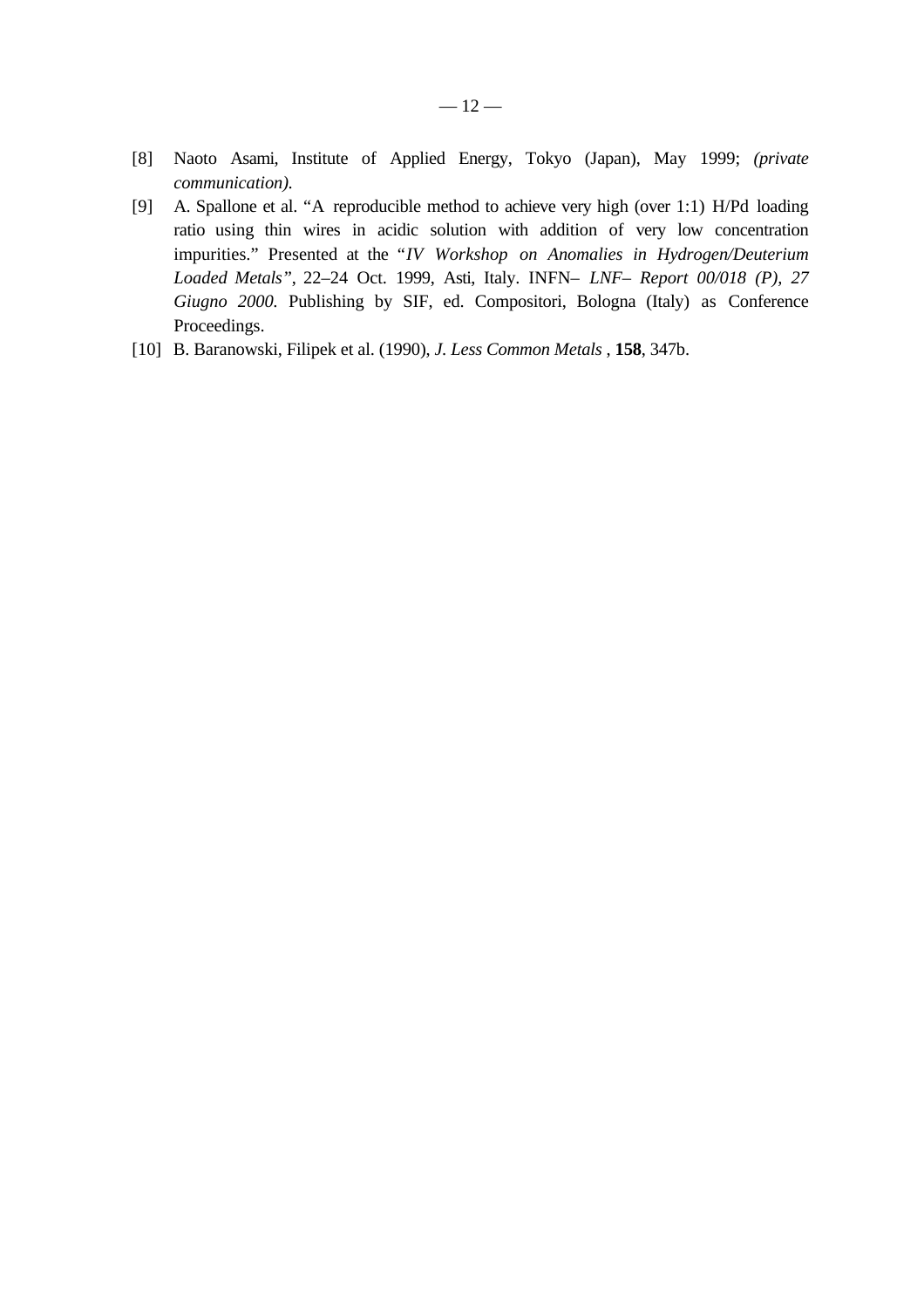[8] Naoto Asami, Institute of Applied Energy, Tokyo (Japan), May 1999; *(private communication).*

[9] A. Spallone et al. "A reproducible method to achieve very high (over 1:1) H/Pd loading ratio using thin wires in acidic solution with addition of very low concentration impurities." Presented at the "*IV Workshop on Anomalies in Hydrogen/Deuterium Loaded Metals*", 22–24 Oct. 1999, Asti, Italy. INFN– *LNF– Report 00/018 (P), 27 Giugno 2000.* Publishing by SIF, ed. Compositori, Bologna (Italy) as Conference Proceedings.

[10] B. Baranowski, Filipek et al. (1990), *J. Less Common Metals* , **158**, 347b.